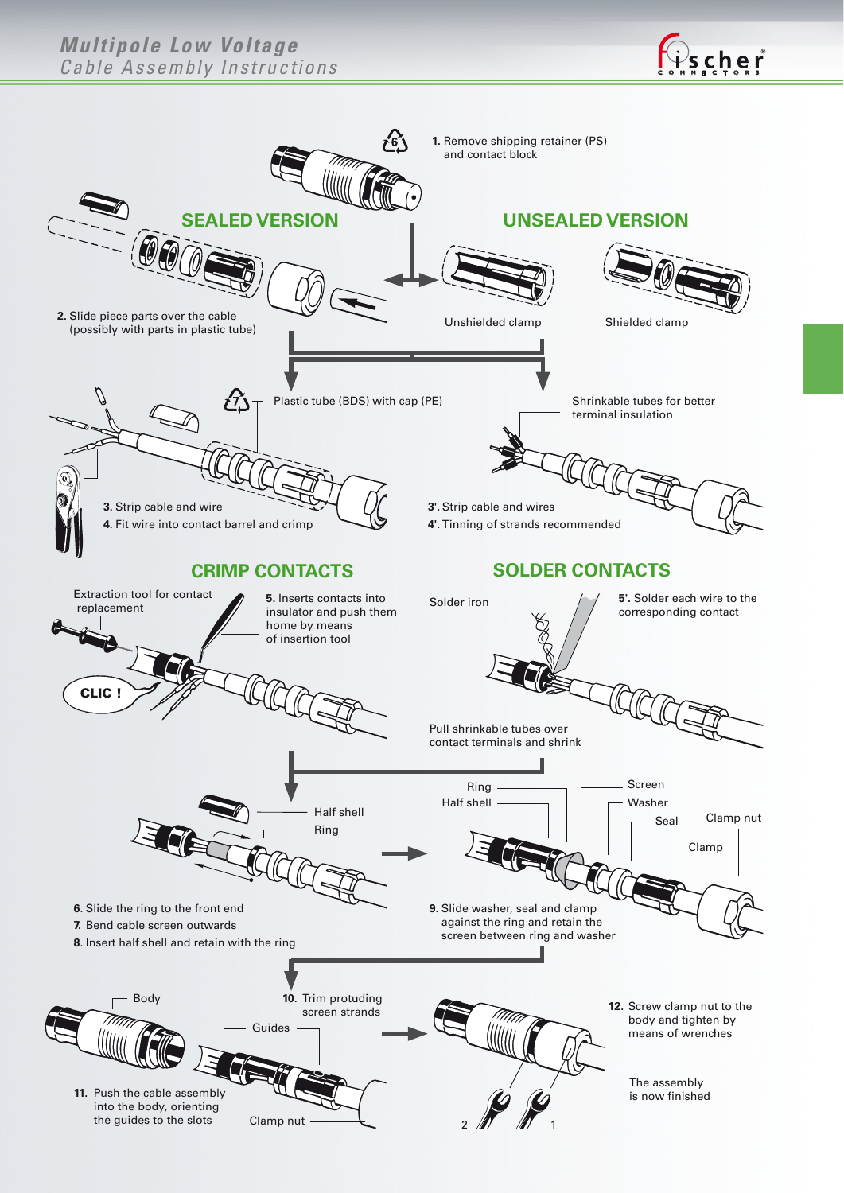# Multipole Low Voltage

*Cable Assembly Instructions*

**1.** Remove shipping retainer (PS) and contact block

## SEALED VERSION

**2.** Slide piece parts over the cable (possibly with parts in plastic tube)

Plastic tube (BDS) with cap (PE)

**3.** Strip cable and wire

**4.** Fit wire into contact barrel and crimp

## UNSEALED VERSION

Unshielded clamp

Shielded clamp

Shrinkable tubes for better terminal insulation

**3'.** Strip cable and wires

**4'.** Tinning of strands recommended

## CRIMP CONTACTS

Extraction tool for contact replacement

CLIC !

**5.** Inserts contacts into insulator and push them home by means of insertion tool

## SOLDER CONTACTS

Solder iron

**5'.** Solder each wire to the corresponding contact

Pull shrinkable tubes over contact terminals and shrink

Half shell

Ring

**6.** Slide the ring to the front end

**7.** Bend cable screen outwards

**8.** Insert half shell and retain with the ring

Ring

Half shell

Screen

Washer

Seal

Clamp nut

Clamp

**9.** Slide washer, seal and clamp against the ring and retain the screen between ring and washer

Body

**10.** Trim protuding screen strands

Guides

**11.** Push the cable assembly into the body, orienting the guides to the slots

Clamp nut

**12.** Screw clamp nut to the body and tighten by means of wrenches

The assembly is now finished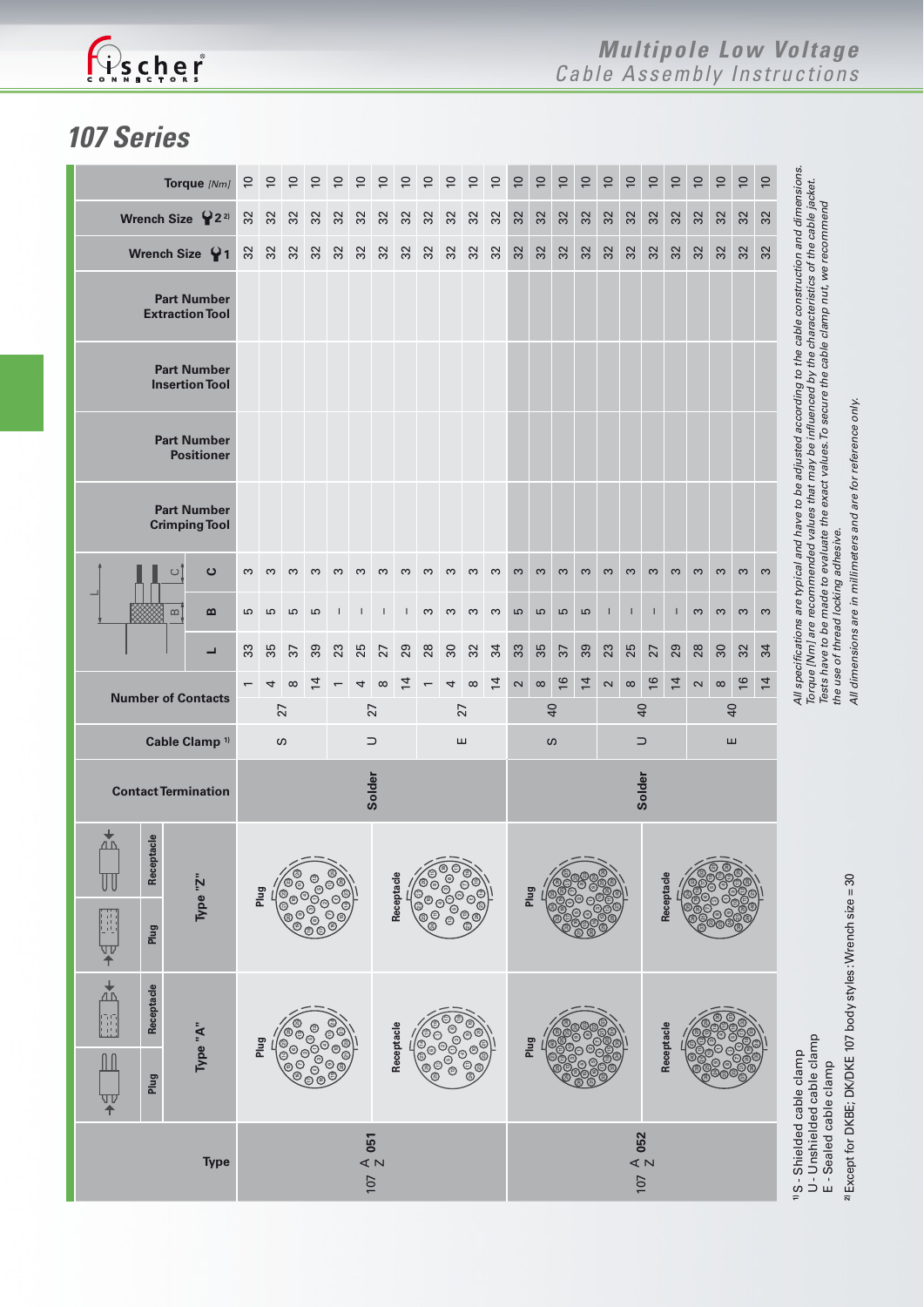# 107 Series

| Type | Contact Termination | Cable Clamp [1] | Number of Contacts | | L | B | C | Part Number Crimping Tool | Part Number Positioner | Part Number Insertion Tool | Part Number Extraction Tool | Wrench Size 1 | Wrench Size 2 [2] | Torque [Nm] |
|---|---|---|---|---|---|---|---|---|---|---|---|---|---|---|
| 107 A/Z 051 | Solder | S | 27 | 1 | 33 | 5 | 3 | | | | | 32 | 32 | 10 |
| | | | | 4 | 35 | 5 | 3 | | | | | 32 | 32 | 10 |
| | | | | 8 | 37 | 5 | 3 | | | | | 32 | 32 | 10 |
| | | | | 14 | 39 | 5 | 3 | | | | | 32 | 32 | 10 |
| | | U | 27 | 1 | 23 | – | 3 | | | | | 32 | 32 | 10 |
| | | | | 4 | 25 | – | 3 | | | | | 32 | 32 | 10 |
| | | | | 8 | 27 | – | 3 | | | | | 32 | 32 | 10 |
| | | | | 14 | 29 | – | 3 | | | | | 32 | 32 | 10 |
| | | E | 27 | 1 | 28 | 3 | 3 | | | | | 32 | 32 | 10 |
| | | | | 4 | 30 | 3 | 3 | | | | | 32 | 32 | 10 |
| | | | | 8 | 32 | 3 | 3 | | | | | 32 | 32 | 10 |
| | | | | 14 | 34 | 3 | 3 | | | | | 32 | 32 | 10 |
| 107 A/Z 052 | Solder | S | 40 | 2 | 33 | 5 | 3 | | | | | 32 | 32 | 10 |
| | | | | 8 | 35 | 5 | 3 | | | | | 32 | 32 | 10 |
| | | | | 16 | 37 | 5 | 3 | | | | | 32 | 32 | 10 |
| | | | | 14 | 39 | 5 | 3 | | | | | 32 | 32 | 10 |
| | | U | 40 | 2 | 23 | – | 3 | | | | | 32 | 32 | 10 |
| | | | | 8 | 25 | – | 3 | | | | | 32 | 32 | 10 |
| | | | | 16 | 27 | – | 3 | | | | | 32 | 32 | 10 |
| | | | | 14 | 29 | – | 3 | | | | | 32 | 32 | 10 |
| | | E | 40 | 2 | 28 | 3 | 3 | | | | | 32 | 32 | 10 |
| | | | | 8 | 30 | 3 | 3 | | | | | 32 | 32 | 10 |
| | | | | 16 | 32 | 3 | 3 | | | | | 32 | 32 | 10 |
| | | | | 14 | 34 | 3 | 3 | | | | | 32 | 32 | 10 |

[1] S - Shielded cable clamp
U - Unshielded cable clamp
E - Sealed cable clamp

[2] Except for DKBE; DK/DKE 107 body styles: Wrench size = 30

*All specifications are typical and have to be adjusted according to the cable construction and dimensions. Torque [Nm] are recommended values that may be influenced by the characteristics of the cable jacket. Tests have to be made to evaluate the exact values. To secure the cable clamp nut, we recommend the use of thread locking adhesive.*

*All dimensions are in millimeters and are for reference only.*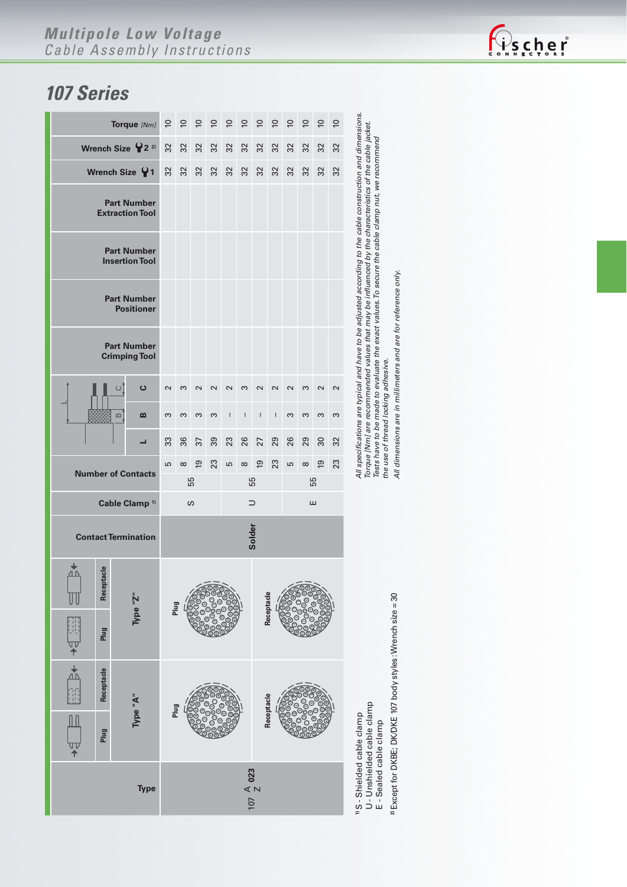# Multipole Low Voltage
## Cable Assembly Instructions

# 107 Series

| Type | Type "A" Plug | Type "A" Receptacle | Type "Z" Plug | Type "Z" Receptacle | Contact Termination | Cable Clamp [1] | Number of Contacts | L | B | C | Part Number Crimping Tool | Part Number Positioner | Part Number Insertion Tool | Part Number Extraction Tool | Wrench Size 1 | Wrench Size 2 [2] | Torque [Nm] |
|---|---|---|---|---|---|---|---|---|---|---|---|---|---|---|---|---|---|
| 107 A/Z 023 | Plug | Receptacle | Plug | Receptacle | Solder | S | 55 5 | 33 | 3 | 2 | | | | | 32 | 32 | 10 |
| | | | | | | | 55 8 | 36 | 3 | 3 | | | | | 32 | 32 | 10 |
| | | | | | | | 55 19 | 37 | 3 | 2 | | | | | 32 | 32 | 10 |
| | | | | | | | 55 23 | 39 | 3 | 2 | | | | | 32 | 32 | 10 |
| | | | | | | U | 55 5 | 23 | – | 2 | | | | | 32 | 32 | 10 |
| | | | | | | | 55 8 | 26 | – | 3 | | | | | 32 | 32 | 10 |
| | | | | | | | 55 19 | 27 | – | 2 | | | | | 32 | 32 | 10 |
| | | | | | | | 55 23 | 29 | – | 2 | | | | | 32 | 32 | 10 |
| | | | | | | E | 55 5 | 26 | 3 | 2 | | | | | 32 | 32 | 10 |
| | | | | | | | 55 8 | 29 | 3 | 3 | | | | | 32 | 32 | 10 |
| | | | | | | | 55 19 | 30 | 3 | 2 | | | | | 32 | 32 | 10 |
| | | | | | | | 55 23 | 32 | 3 | 2 | | | | | 32 | 32 | 10 |

[1] S - Shielded cable clamp
U - Unshielded cable clamp
E - Sealed cable clamp

[2] Except for DKBE; DK/DKE 107 body styles: Wrench size = 30

*All specifications are typical and have to be adjusted according to the cable construction and dimensions. Torque [Nm] are recommended values that may be influenced by the characteristics of the cable jacket. Tests have to be made to evaluate the exact values. To secure the cable clamp nut, we recommend the use of thread locking adhesive.*

*All dimensions are in millimeters and are for reference only.*